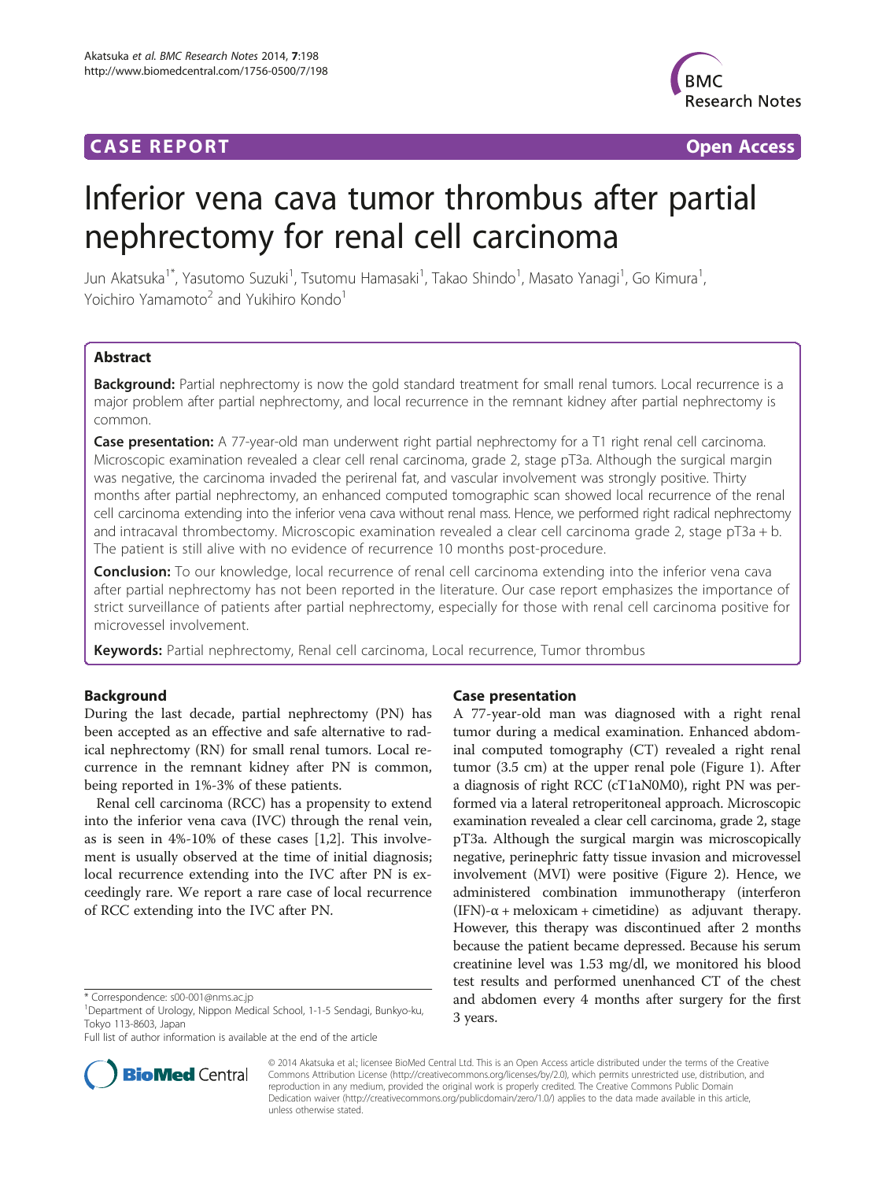CASE REPORT Open Access

# Inferior vena cava tumor thrombus after partial nephrectomy for renal cell carcinoma

Jun Akatsuka[1*], Yasutomo Suzuki[1], Tsutomu Hamasaki[1], Takao Shindo[1], Masato Yanagi[1], Go Kimura[1], Yoichiro Yamamoto[2] and Yukihiro Kondo[1]

## Abstract

**Background:** Partial nephrectomy is now the gold standard treatment for small renal tumors. Local recurrence is a major problem after partial nephrectomy, and local recurrence in the remnant kidney after partial nephrectomy is common.

**Case presentation:** A 77-year-old man underwent right partial nephrectomy for a T1 right renal cell carcinoma. Microscopic examination revealed a clear cell renal carcinoma, grade 2, stage pT3a. Although the surgical margin was negative, the carcinoma invaded the perirenal fat, and vascular involvement was strongly positive. Thirty months after partial nephrectomy, an enhanced computed tomographic scan showed local recurrence of the renal cell carcinoma extending into the inferior vena cava without renal mass. Hence, we performed right radical nephrectomy and intracaval thrombectomy. Microscopic examination revealed a clear cell carcinoma grade 2, stage pT3a + b. The patient is still alive with no evidence of recurrence 10 months post-procedure.

**Conclusion:** To our knowledge, local recurrence of renal cell carcinoma extending into the inferior vena cava after partial nephrectomy has not been reported in the literature. Our case report emphasizes the importance of strict surveillance of patients after partial nephrectomy, especially for those with renal cell carcinoma positive for microvessel involvement.

**Keywords:** Partial nephrectomy, Renal cell carcinoma, Local recurrence, Tumor thrombus

## Background

During the last decade, partial nephrectomy (PN) has been accepted as an effective and safe alternative to radical nephrectomy (RN) for small renal tumors. Local recurrence in the remnant kidney after PN is common, being reported in 1%-3% of these patients.

Renal cell carcinoma (RCC) has a propensity to extend into the inferior vena cava (IVC) through the renal vein, as is seen in 4%-10% of these cases [1,2]. This involvement is usually observed at the time of initial diagnosis; local recurrence extending into the IVC after PN is exceedingly rare. We report a rare case of local recurrence of RCC extending into the IVC after PN.

## Case presentation

A 77-year-old man was diagnosed with a right renal tumor during a medical examination. Enhanced abdominal computed tomography (CT) revealed a right renal tumor (3.5 cm) at the upper renal pole (Figure 1). After a diagnosis of right RCC (cT1aN0M0), right PN was performed via a lateral retroperitoneal approach. Microscopic examination revealed a clear cell carcinoma, grade 2, stage pT3a. Although the surgical margin was microscopically negative, perinephric fatty tissue invasion and microvessel involvement (MVI) were positive (Figure 2). Hence, we administered combination immunotherapy (interferon (IFN)-α + meloxicam + cimetidine) as adjuvant therapy. However, this therapy was discontinued after 2 months because the patient became depressed. Because his serum creatinine level was 1.53 mg/dl, we monitored his blood test results and performed unenhanced CT of the chest and abdomen every 4 months after surgery for the first 3 years.

\* Correspondence: s00-001@nms.ac.jp

[1]Department of Urology, Nippon Medical School, 1-1-5 Sendagi, Bunkyo-ku, Tokyo 113-8603, Japan

Full list of author information is available at the end of the article

© 2014 Akatsuka et al.; licensee BioMed Central Ltd. This is an Open Access article distributed under the terms of the Creative Commons Attribution License (http://creativecommons.org/licenses/by/2.0), which permits unrestricted use, distribution, and reproduction in any medium, provided the original work is properly credited. The Creative Commons Public Domain Dedication waiver (http://creativecommons.org/publicdomain/zero/1.0/) applies to the data made available in this article, unless otherwise stated.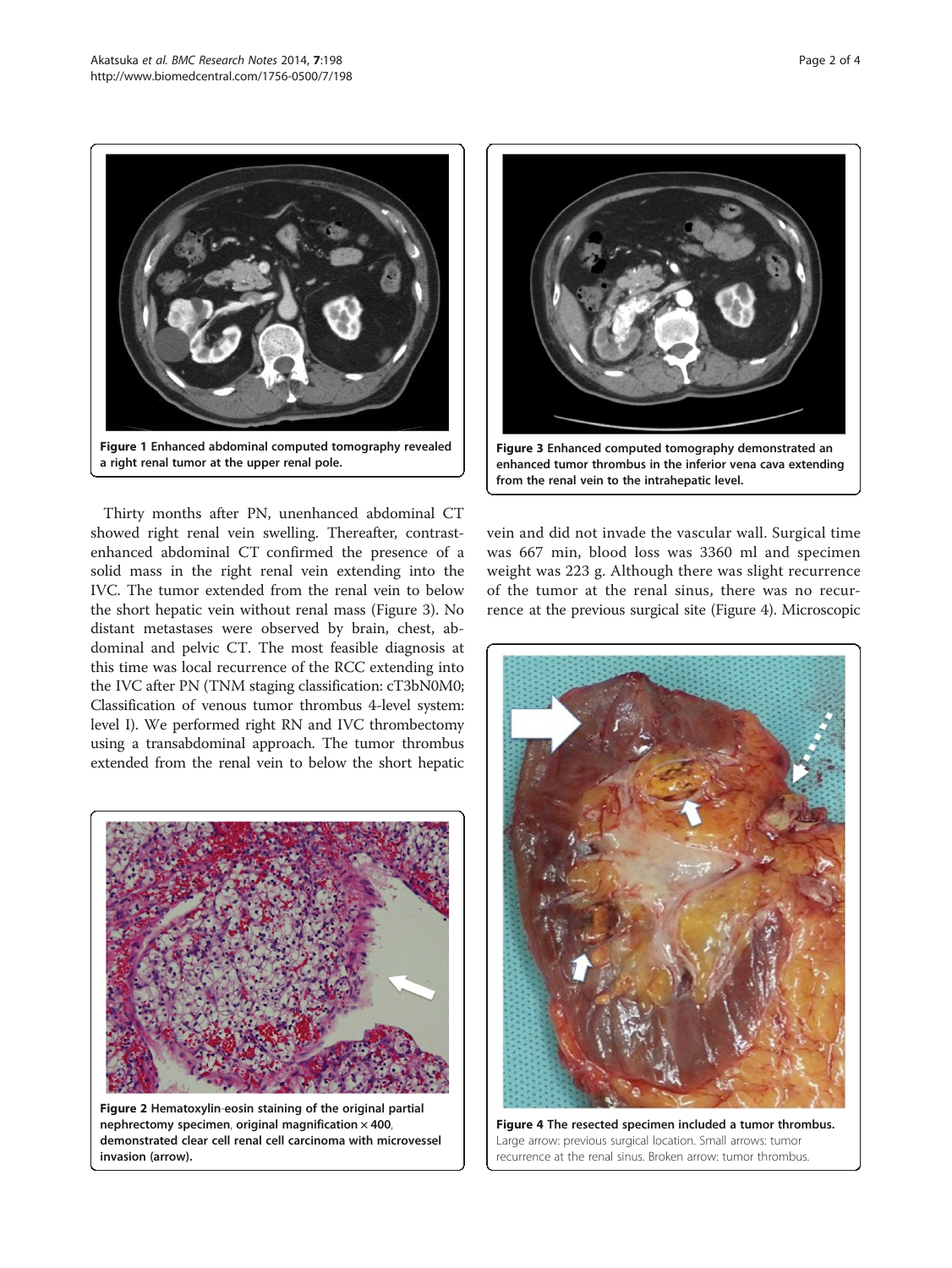Figure 1 Enhanced abdominal computed tomography revealed a right renal tumor at the upper renal pole.

Figure 2 Hematoxylin-eosin staining of the original partial nephrectomy specimen, original magnification × 400, demonstrated clear cell renal cell carcinoma with microvessel invasion (arrow).

Thirty months after PN, unenhanced abdominal CT showed right renal vein swelling. Thereafter, contrast-enhanced abdominal CT confirmed the presence of a solid mass in the right renal vein extending into the IVC. The tumor extended from the renal vein to below the short hepatic vein without renal mass (Figure 3). No distant metastases were observed by brain, chest, abdominal and pelvic CT. The most feasible diagnosis at this time was local recurrence of the RCC extending into the IVC after PN (TNM staging classification: cT3bN0M0; Classification of venous tumor thrombus 4-level system: level I). We performed right RN and IVC thrombectomy using a transabdominal approach. The tumor thrombus extended from the renal vein to below the short hepatic vein and did not invade the vascular wall. Surgical time was 667 min, blood loss was 3360 ml and specimen weight was 223 g. Although there was slight recurrence of the tumor at the renal sinus, there was no recurrence at the previous surgical site (Figure 4). Microscopic

Figure 3 Enhanced computed tomography demonstrated an enhanced tumor thrombus in the inferior vena cava extending from the renal vein to the intrahepatic level.

Figure 4 The resected specimen included a tumor thrombus. Large arrow: previous surgical location. Small arrows: tumor recurrence at the renal sinus. Broken arrow: tumor thrombus.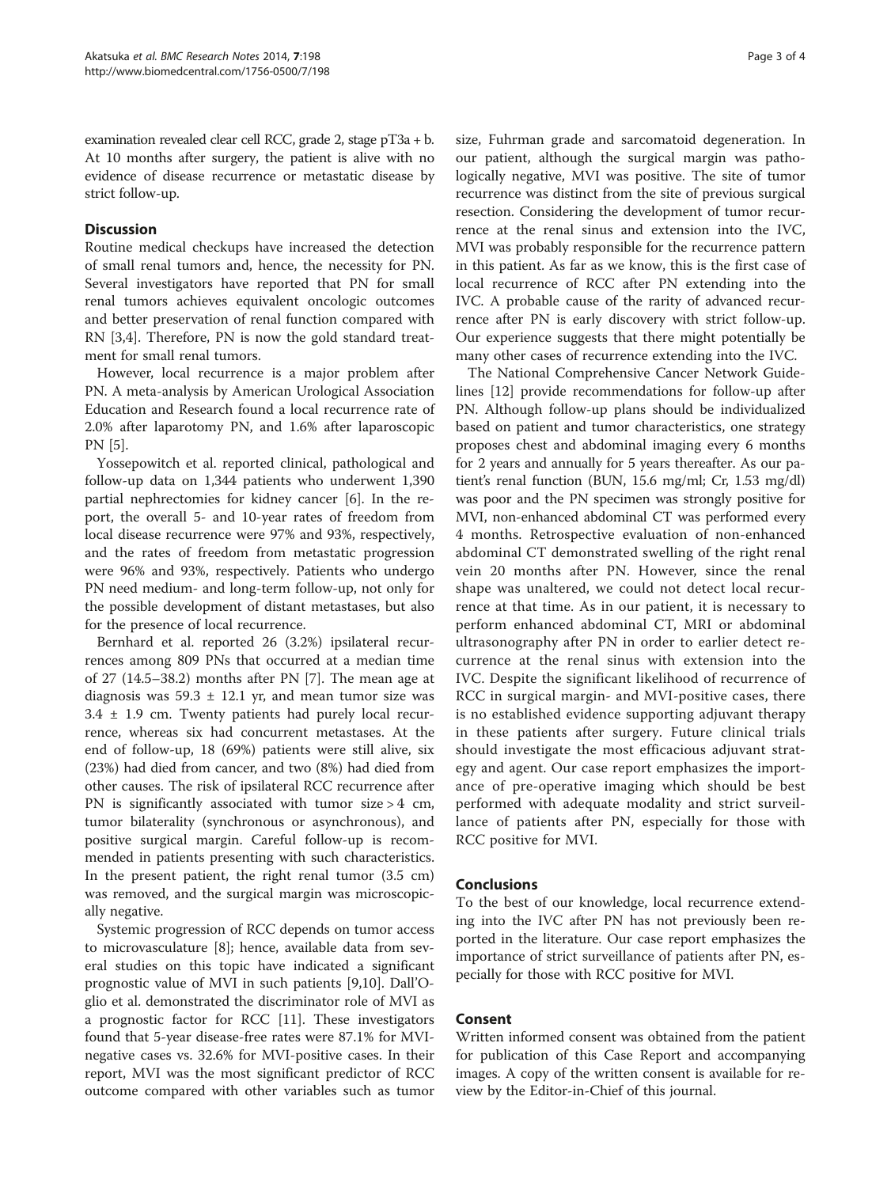examination revealed clear cell RCC, grade 2, stage pT3a + b. At 10 months after surgery, the patient is alive with no evidence of disease recurrence or metastatic disease by strict follow-up.

## Discussion

Routine medical checkups have increased the detection of small renal tumors and, hence, the necessity for PN. Several investigators have reported that PN for small renal tumors achieves equivalent oncologic outcomes and better preservation of renal function compared with RN [3,4]. Therefore, PN is now the gold standard treatment for small renal tumors.

However, local recurrence is a major problem after PN. A meta-analysis by American Urological Association Education and Research found a local recurrence rate of 2.0% after laparotomy PN, and 1.6% after laparoscopic PN [5].

Yossepowitch et al. reported clinical, pathological and follow-up data on 1,344 patients who underwent 1,390 partial nephrectomies for kidney cancer [6]. In the report, the overall 5- and 10-year rates of freedom from local disease recurrence were 97% and 93%, respectively, and the rates of freedom from metastatic progression were 96% and 93%, respectively. Patients who undergo PN need medium- and long-term follow-up, not only for the possible development of distant metastases, but also for the presence of local recurrence.

Bernhard et al. reported 26 (3.2%) ipsilateral recurrences among 809 PNs that occurred at a median time of 27 (14.5–38.2) months after PN [7]. The mean age at diagnosis was $59.3 \pm 12.1$ yr, and mean tumor size was $3.4 \pm 1.9$ cm. Twenty patients had purely local recurrence, whereas six had concurrent metastases. At the end of follow-up, 18 (69%) patients were still alive, six (23%) had died from cancer, and two (8%) had died from other causes. The risk of ipsilateral RCC recurrence after PN is significantly associated with tumor size > 4 cm, tumor bilaterality (synchronous or asynchronous), and positive surgical margin. Careful follow-up is recommended in patients presenting with such characteristics. In the present patient, the right renal tumor (3.5 cm) was removed, and the surgical margin was microscopically negative.

Systemic progression of RCC depends on tumor access to microvasculature [8]; hence, available data from several studies on this topic have indicated a significant prognostic value of MVI in such patients [9,10]. Dall'Oglio et al. demonstrated the discriminator role of MVI as a prognostic factor for RCC [11]. These investigators found that 5-year disease-free rates were 87.1% for MVI-negative cases vs. 32.6% for MVI-positive cases. In their report, MVI was the most significant predictor of RCC outcome compared with other variables such as tumor size, Fuhrman grade and sarcomatoid degeneration. In our patient, although the surgical margin was pathologically negative, MVI was positive. The site of tumor recurrence was distinct from the site of previous surgical resection. Considering the development of tumor recurrence at the renal sinus and extension into the IVC, MVI was probably responsible for the recurrence pattern in this patient. As far as we know, this is the first case of local recurrence of RCC after PN extending into the IVC. A probable cause of the rarity of advanced recurrence after PN is early discovery with strict follow-up. Our experience suggests that there might potentially be many other cases of recurrence extending into the IVC.

The National Comprehensive Cancer Network Guidelines [12] provide recommendations for follow-up after PN. Although follow-up plans should be individualized based on patient and tumor characteristics, one strategy proposes chest and abdominal imaging every 6 months for 2 years and annually for 5 years thereafter. As our patient's renal function (BUN, 15.6 mg/ml; Cr, 1.53 mg/dl) was poor and the PN specimen was strongly positive for MVI, non-enhanced abdominal CT was performed every 4 months. Retrospective evaluation of non-enhanced abdominal CT demonstrated swelling of the right renal vein 20 months after PN. However, since the renal shape was unaltered, we could not detect local recurrence at that time. As in our patient, it is necessary to perform enhanced abdominal CT, MRI or abdominal ultrasonography after PN in order to earlier detect recurrence at the renal sinus with extension into the IVC. Despite the significant likelihood of recurrence of RCC in surgical margin- and MVI-positive cases, there is no established evidence supporting adjuvant therapy in these patients after surgery. Future clinical trials should investigate the most efficacious adjuvant strategy and agent. Our case report emphasizes the importance of pre-operative imaging which should be best performed with adequate modality and strict surveillance of patients after PN, especially for those with RCC positive for MVI.

## Conclusions

To the best of our knowledge, local recurrence extending into the IVC after PN has not previously been reported in the literature. Our case report emphasizes the importance of strict surveillance of patients after PN, especially for those with RCC positive for MVI.

## Consent

Written informed consent was obtained from the patient for publication of this Case Report and accompanying images. A copy of the written consent is available for review by the Editor-in-Chief of this journal.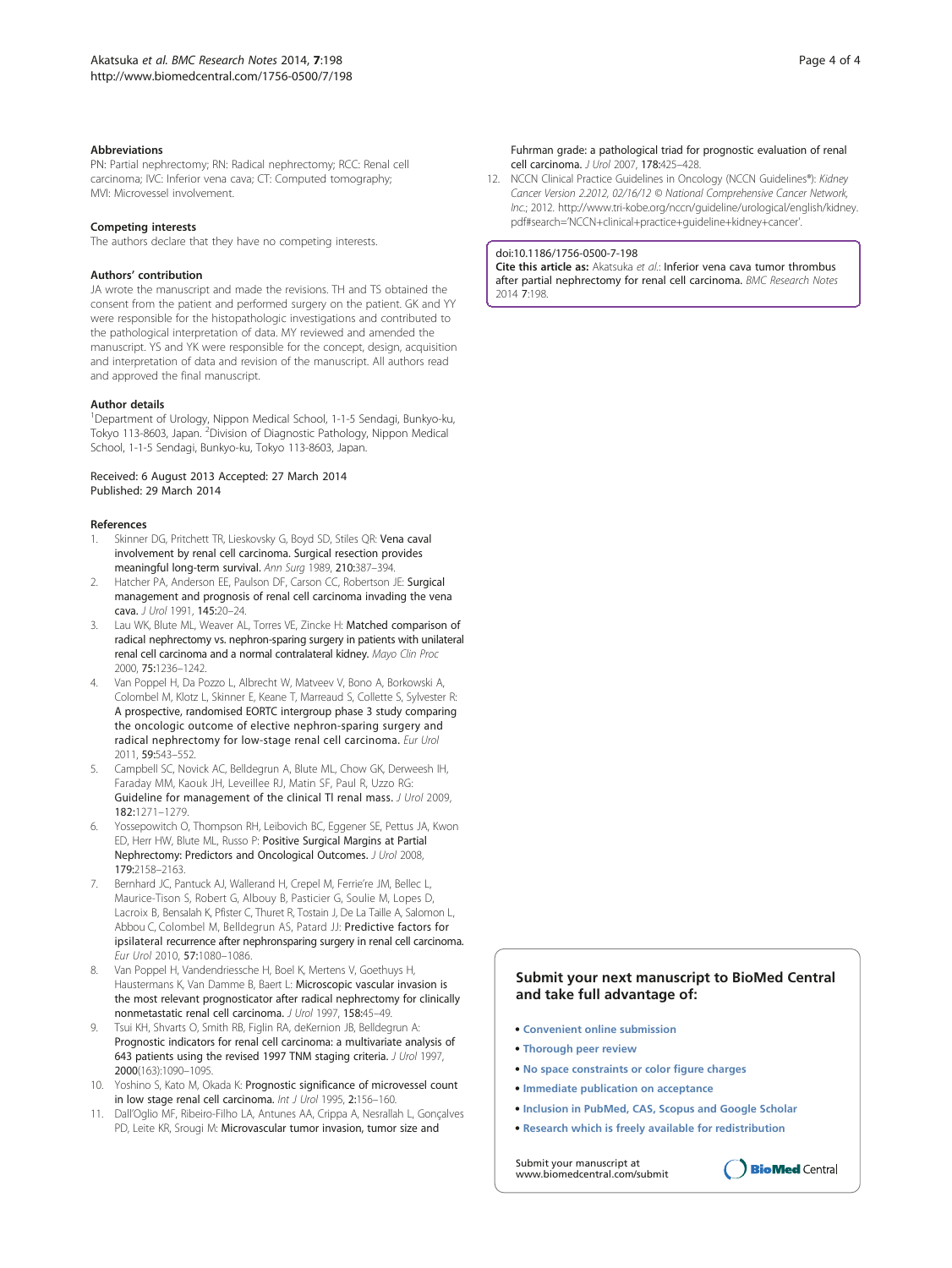### Abbreviations

PN: Partial nephrectomy; RN: Radical nephrectomy; RCC: Renal cell carcinoma; IVC: Inferior vena cava; CT: Computed tomography; MVI: Microvessel involvement.

### Competing interests

The authors declare that they have no competing interests.

### Authors' contribution

JA wrote the manuscript and made the revisions. TH and TS obtained the consent from the patient and performed surgery on the patient. GK and YY were responsible for the histopathologic investigations and contributed to the pathological interpretation of data. MY reviewed and amended the manuscript. YS and YK were responsible for the concept, design, acquisition and interpretation of data and revision of the manuscript. All authors read and approved the final manuscript.

### Author details

[1]Department of Urology, Nippon Medical School, 1-1-5 Sendagi, Bunkyo-ku, Tokyo 113-8603, Japan. [2]Division of Diagnostic Pathology, Nippon Medical School, 1-1-5 Sendagi, Bunkyo-ku, Tokyo 113-8603, Japan.

Received: 6 August 2013 Accepted: 27 March 2014
Published: 29 March 2014

### References

1. Skinner DG, Pritchett TR, Lieskovsky G, Boyd SD, Stiles QR: **Vena caval involvement by renal cell carcinoma. Surgical resection provides meaningful long-term survival.** *Ann Surg* 1989, **210:**387–394.
2. Hatcher PA, Anderson EE, Paulson DF, Carson CC, Robertson JE: **Surgical management and prognosis of renal cell carcinoma invading the vena cava.** *J Urol* 1991, **145:**20–24.
3. Lau WK, Blute ML, Weaver AL, Torres VE, Zincke H: **Matched comparison of radical nephrectomy vs. nephron-sparing surgery in patients with unilateral renal cell carcinoma and a normal contralateral kidney.** *Mayo Clin Proc* 2000, **75:**1236–1242.
4. Van Poppel H, Da Pozzo L, Albrecht W, Matveev V, Bono A, Borkowski A, Colombel M, Klotz L, Skinner E, Keane T, Marreaud S, Collette S, Sylvester R: **A prospective, randomised EORTC intergroup phase 3 study comparing the oncologic outcome of elective nephron-sparing surgery and radical nephrectomy for low-stage renal cell carcinoma.** *Eur Urol* 2011, **59:**543–552.
5. Campbell SC, Novick AC, Belldegrun A, Blute ML, Chow GK, Derweesh IH, Faraday MM, Kaouk JH, Leveillee RJ, Matin SF, Paul R, Uzzo RG: **Guideline for management of the clinical Tl renal mass.** *J Urol* 2009, **182:**1271–1279.
6. Yossepowitch O, Thompson RH, Leibovich BC, Eggener SE, Pettus JA, Kwon ED, Herr HW, Blute ML, Russo P: **Positive Surgical Margins at Partial Nephrectomy: Predictors and Oncological Outcomes.** *J Urol* 2008, **179:**2158–2163.
7. Bernhard JC, Pantuck AJ, Wallerand H, Crepel M, Ferrie're JM, Bellec L, Maurice-Tison S, Robert G, Albouy B, Pasticier G, Soulie M, Lopes D, Lacroix B, Bensalah K, Pfister C, Thuret R, Tostain J, De La Taille A, Salomon L, Abbou C, Colombel M, Belldegrun AS, Patard JJ: **Predictive factors for ipsilateral recurrence after nephronsparing surgery in renal cell carcinoma.** *Eur Urol* 2010, **57:**1080–1086.
8. Van Poppel H, Vandendriessche H, Boel K, Mertens V, Goethuys H, Haustermans K, Van Damme B, Baert L: **Microscopic vascular invasion is the most relevant prognosticator after radical nephrectomy for clinically nonmetastatic renal cell carcinoma.** *J Urol* 1997, **158:**45–49.
9. Tsui KH, Shvarts O, Smith RB, Figlin RA, deKernion JB, Belldegrun A: **Prognostic indicators for renal cell carcinoma: a multivariate analysis of 643 patients using the revised 1997 TNM staging criteria.** *J Urol* 1997, **2000**(163):1090–1095.
10. Yoshino S, Kato M, Okada K: **Prognostic significance of microvessel count in low stage renal cell carcinoma.** *Int J Urol* 1995, **2:**156–160.
11. Dall'Oglio MF, Ribeiro-Filho LA, Antunes AA, Crippa A, Nesrallah L, Gonçalves PD, Leite KR, Srougi M: **Microvascular tumor invasion, tumor size and Fuhrman grade: a pathological triad for prognostic evaluation of renal cell carcinoma.** *J Urol* 2007, **178:**425–428.
12. NCCN Clinical Practice Guidelines in Oncology (NCCN Guidelines®): *Kidney Cancer Version 2.2012, 02/16/12 © National Comprehensive Cancer Network, Inc.*; 2012. http://www.tri-kobe.org/nccn/guideline/urological/english/kidney.pdf#search='NCCN+clinical+practice+guideline+kidney+cancer'.

doi:10.1186/1756-0500-7-198
**Cite this article as:** Akatsuka *et al.*: Inferior vena cava tumor thrombus after partial nephrectomy for renal cell carcinoma. *BMC Research Notes* 2014 **7**:198.

**Submit your next manuscript to BioMed Central and take full advantage of:**

- Convenient online submission
- Thorough peer review
- No space constraints or color figure charges
- Immediate publication on acceptance
- Inclusion in PubMed, CAS, Scopus and Google Scholar
- Research which is freely available for redistribution

Submit your manuscript at www.biomedcentral.com/submit

BioMed Central